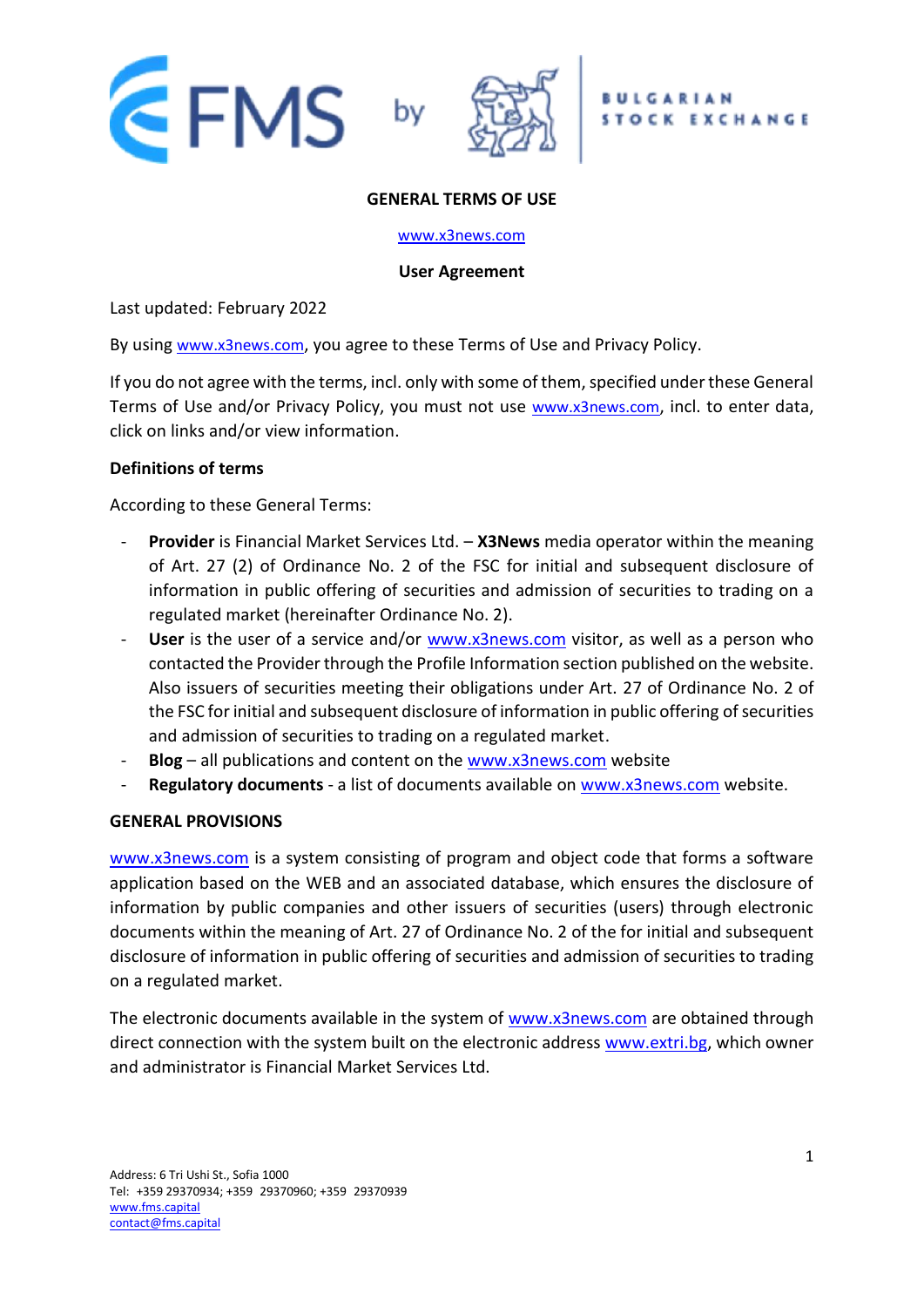# GENERAL TERMS OF USE

www.x3news.com

**User Agreement**

Last updated: February 2022

By using www.x3news.com, you agree to these Terms of Use and Privacy Policy.

If you do not agree with the terms, incl. only with some of them, specified under these General Terms of Use and/or Privacy Policy, you must not use www.x3news.com, incl. to enter data, click on links and/or view information.

**Definitions of terms**

According to these General Terms:

- **Provider** is Financial Market Services Ltd. – **X3News** media operator within the meaning of Art. 27 (2) of Ordinance No. 2 of the FSC for initial and subsequent disclosure of information in public offering of securities and admission of securities to trading on a regulated market (hereinafter Ordinance No. 2).
- **User** is the user of a service and/or www.x3news.com visitor, as well as a person who contacted the Provider through the Profile Information section published on the website. Also issuers of securities meeting their obligations under Art. 27 of Ordinance No. 2 of the FSC for initial and subsequent disclosure of information in public offering of securities and admission of securities to trading on a regulated market.
- **Blog** – all publications and content on the www.x3news.com website
- **Regulatory documents** - a list of documents available on www.x3news.com website.

**GENERAL PROVISIONS**

www.x3news.com is a system consisting of program and object code that forms a software application based on the WEB and an associated database, which ensures the disclosure of information by public companies and other issuers of securities (users) through electronic documents within the meaning of Art. 27 of Ordinance No. 2 of the for initial and subsequent disclosure of information in public offering of securities and admission of securities to trading on a regulated market.

The electronic documents available in the system of www.x3news.com are obtained through direct connection with the system built on the electronic address www.extri.bg, which owner and administrator is Financial Market Services Ltd.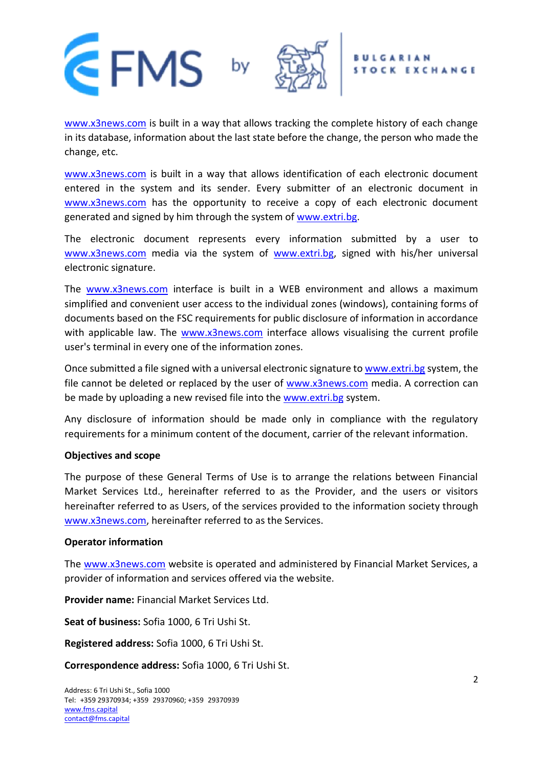www.x3news.com is built in a way that allows tracking the complete history of each change in its database, information about the last state before the change, the person who made the change, etc.

www.x3news.com is built in a way that allows identification of each electronic document entered in the system and its sender. Every submitter of an electronic document in www.x3news.com has the opportunity to receive a copy of each electronic document generated and signed by him through the system of www.extri.bg.

The electronic document represents every information submitted by a user to www.x3news.com media via the system of www.extri.bg, signed with his/her universal electronic signature.

The www.x3news.com interface is built in a WEB environment and allows a maximum simplified and convenient user access to the individual zones (windows), containing forms of documents based on the FSC requirements for public disclosure of information in accordance with applicable law. The www.x3news.com interface allows visualising the current profile user's terminal in every one of the information zones.

Once submitted a file signed with a universal electronic signature to www.extri.bg system, the file cannot be deleted or replaced by the user of www.x3news.com media. A correction can be made by uploading a new revised file into the www.extri.bg system.

Any disclosure of information should be made only in compliance with the regulatory requirements for a minimum content of the document, carrier of the relevant information.

**Objectives and scope**

The purpose of these General Terms of Use is to arrange the relations between Financial Market Services Ltd., hereinafter referred to as the Provider, and the users or visitors hereinafter referred to as Users, of the services provided to the information society through www.x3news.com, hereinafter referred to as the Services.

**Operator information**

The www.x3news.com website is operated and administered by Financial Market Services, a provider of information and services offered via the website.

**Provider name:** Financial Market Services Ltd.

**Seat of business:** Sofia 1000, 6 Tri Ushi St.

**Registered address:** Sofia 1000, 6 Tri Ushi St.

**Correspondence address:** Sofia 1000, 6 Tri Ushi St.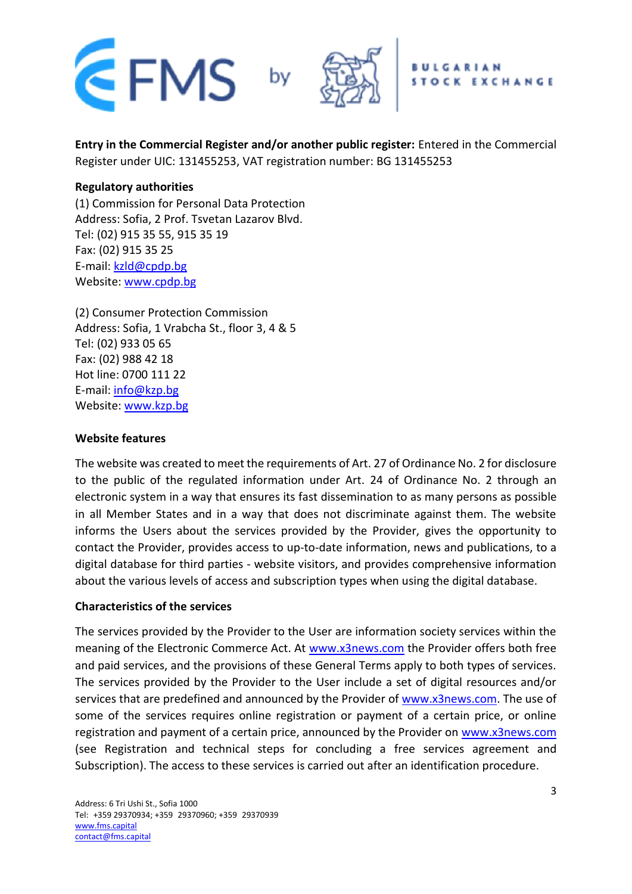**Entry in the Commercial Register and/or another public register:** Entered in the Commercial Register under UIC: 131455253, VAT registration number: BG 131455253

**Regulatory authorities**

(1) Commission for Personal Data Protection
Address: Sofia, 2 Prof. Tsvetan Lazarov Blvd.
Tel: (02) 915 35 55, 915 35 19
Fax: (02) 915 35 25
E-mail: kzld@cpdp.bg
Website: www.cpdp.bg

(2) Consumer Protection Commission
Address: Sofia, 1 Vrabcha St., floor 3, 4 & 5
Tel: (02) 933 05 65
Fax: (02) 988 42 18
Hot line: 0700 111 22
E-mail: info@kzp.bg
Website: www.kzp.bg

**Website features**

The website was created to meet the requirements of Art. 27 of Ordinance No. 2 for disclosure to the public of the regulated information under Art. 24 of Ordinance No. 2 through an electronic system in a way that ensures its fast dissemination to as many persons as possible in all Member States and in a way that does not discriminate against them. The website informs the Users about the services provided by the Provider, gives the opportunity to contact the Provider, provides access to up-to-date information, news and publications, to a digital database for third parties - website visitors, and provides comprehensive information about the various levels of access and subscription types when using the digital database.

**Characteristics of the services**

The services provided by the Provider to the User are information society services within the meaning of the Electronic Commerce Act. At www.x3news.com the Provider offers both free and paid services, and the provisions of these General Terms apply to both types of services. The services provided by the Provider to the User include a set of digital resources and/or services that are predefined and announced by the Provider of www.x3news.com. The use of some of the services requires online registration or payment of a certain price, or online registration and payment of a certain price, announced by the Provider on www.x3news.com (see Registration and technical steps for concluding a free services agreement and Subscription). The access to these services is carried out after an identification procedure.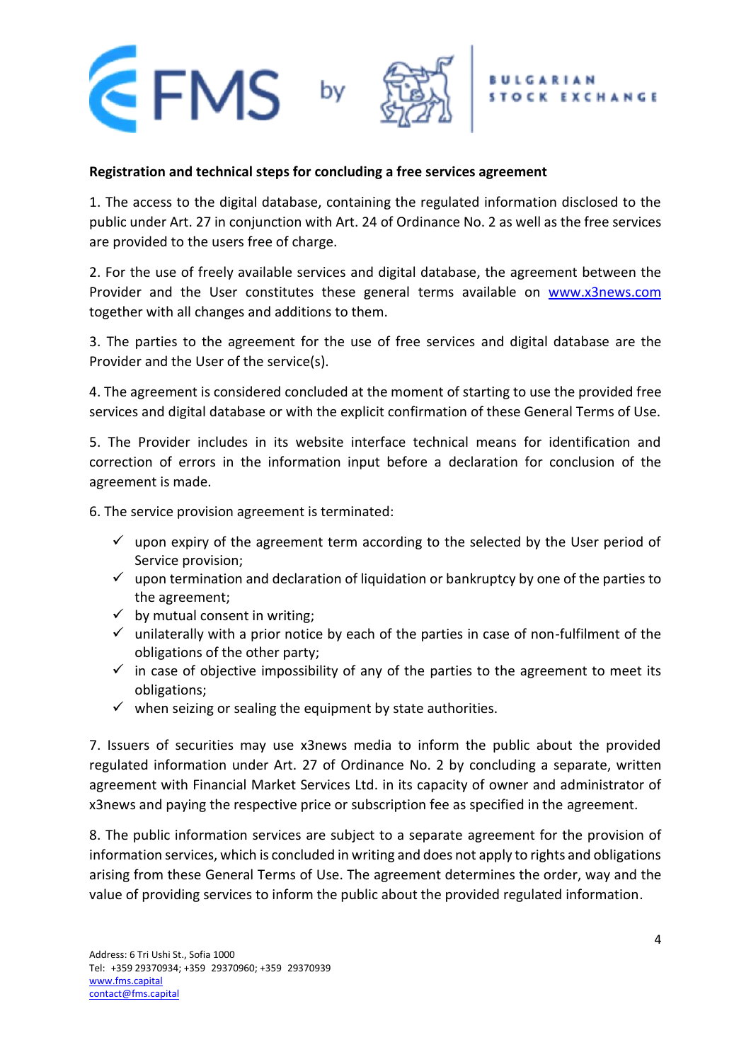**Registration and technical steps for concluding a free services agreement**

1. The access to the digital database, containing the regulated information disclosed to the public under Art. 27 in conjunction with Art. 24 of Ordinance No. 2 as well as the free services are provided to the users free of charge.

2. For the use of freely available services and digital database, the agreement between the Provider and the User constitutes these general terms available on [www.x3news.com](www.x3news.com) together with all changes and additions to them.

3. The parties to the agreement for the use of free services and digital database are the Provider and the User of the service(s).

4. The agreement is considered concluded at the moment of starting to use the provided free services and digital database or with the explicit confirmation of these General Terms of Use.

5. The Provider includes in its website interface technical means for identification and correction of errors in the information input before a declaration for conclusion of the agreement is made.

6. The service provision agreement is terminated:

- ✓ upon expiry of the agreement term according to the selected by the User period of Service provision;
- ✓ upon termination and declaration of liquidation or bankruptcy by one of the parties to the agreement;
- ✓ by mutual consent in writing;
- ✓ unilaterally with a prior notice by each of the parties in case of non-fulfilment of the obligations of the other party;
- ✓ in case of objective impossibility of any of the parties to the agreement to meet its obligations;
- ✓ when seizing or sealing the equipment by state authorities.

7. Issuers of securities may use x3news media to inform the public about the provided regulated information under Art. 27 of Ordinance No. 2 by concluding a separate, written agreement with Financial Market Services Ltd. in its capacity of owner and administrator of x3news and paying the respective price or subscription fee as specified in the agreement.

8. The public information services are subject to a separate agreement for the provision of information services, which is concluded in writing and does not apply to rights and obligations arising from these General Terms of Use. The agreement determines the order, way and the value of providing services to inform the public about the provided regulated information.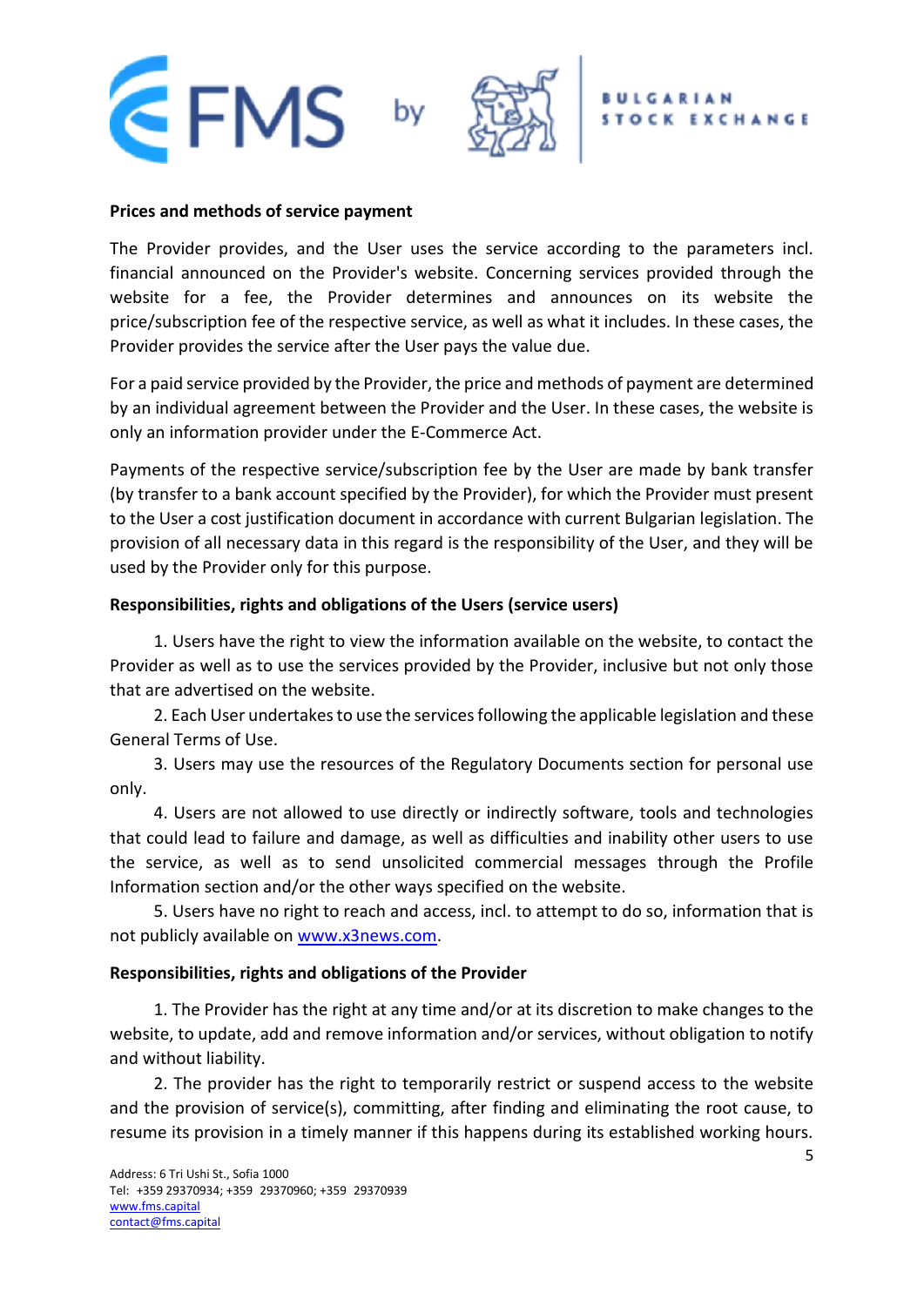**Prices and methods of service payment**

The Provider provides, and the User uses the service according to the parameters incl. financial announced on the Provider's website. Concerning services provided through the website for a fee, the Provider determines and announces on its website the price/subscription fee of the respective service, as well as what it includes. In these cases, the Provider provides the service after the User pays the value due.

For a paid service provided by the Provider, the price and methods of payment are determined by an individual agreement between the Provider and the User. In these cases, the website is only an information provider under the E-Commerce Act.

Payments of the respective service/subscription fee by the User are made by bank transfer (by transfer to a bank account specified by the Provider), for which the Provider must present to the User a cost justification document in accordance with current Bulgarian legislation. The provision of all necessary data in this regard is the responsibility of the User, and they will be used by the Provider only for this purpose.

**Responsibilities, rights and obligations of the Users (service users)**

1. Users have the right to view the information available on the website, to contact the Provider as well as to use the services provided by the Provider, inclusive but not only those that are advertised on the website.
2. Each User undertakes to use the services following the applicable legislation and these General Terms of Use.
3. Users may use the resources of the Regulatory Documents section for personal use only.
4. Users are not allowed to use directly or indirectly software, tools and technologies that could lead to failure and damage, as well as difficulties and inability other users to use the service, as well as to send unsolicited commercial messages through the Profile Information section and/or the other ways specified on the website.
5. Users have no right to reach and access, incl. to attempt to do so, information that is not publicly available on [www.x3news.com](http://www.x3news.com).

**Responsibilities, rights and obligations of the Provider**

1. The Provider has the right at any time and/or at its discretion to make changes to the website, to update, add and remove information and/or services, without obligation to notify and without liability.
2. The provider has the right to temporarily restrict or suspend access to the website and the provision of service(s), committing, after finding and eliminating the root cause, to resume its provision in a timely manner if this happens during its established working hours.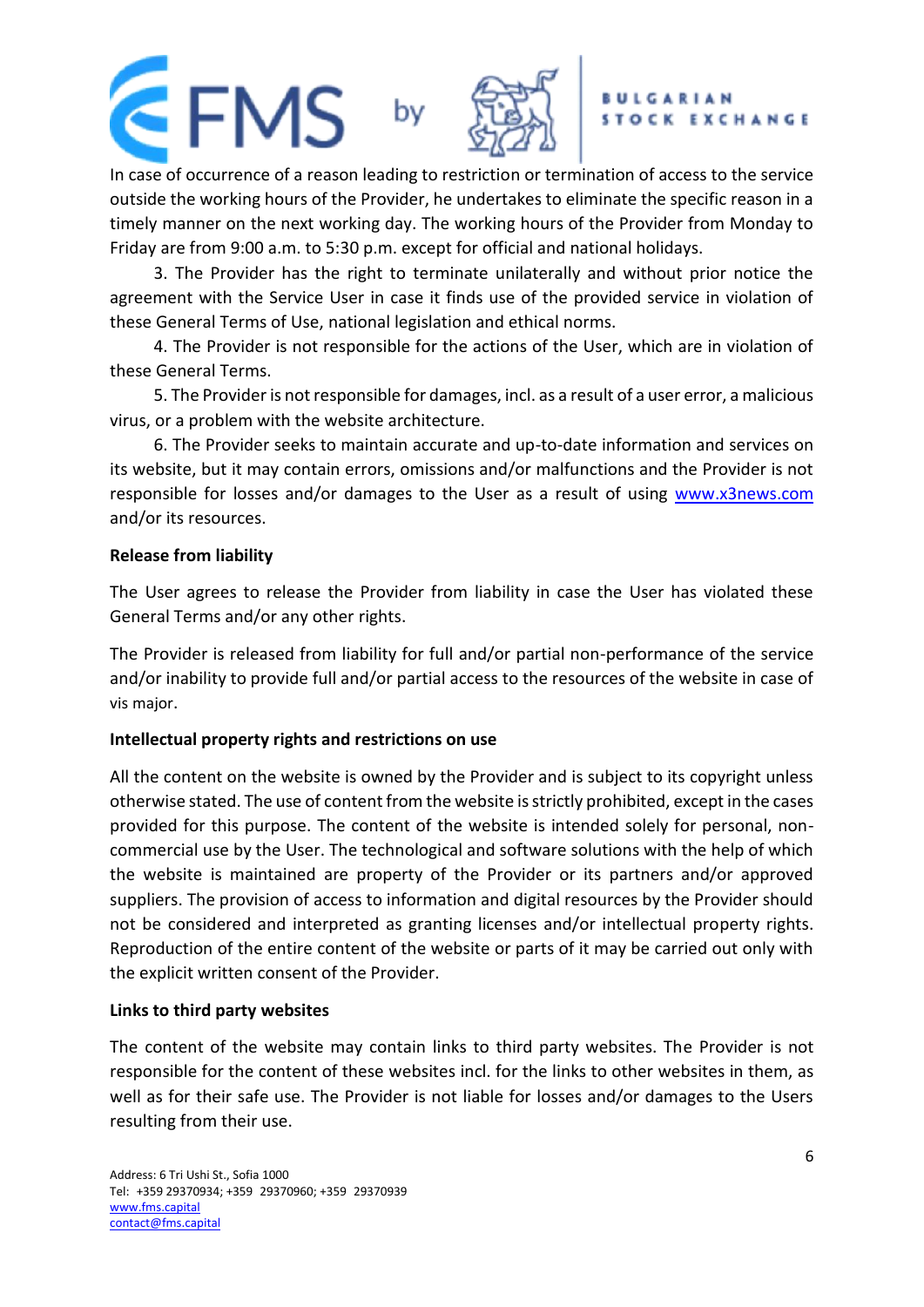In case of occurrence of a reason leading to restriction or termination of access to the service outside the working hours of the Provider, he undertakes to eliminate the specific reason in a timely manner on the next working day. The working hours of the Provider from Monday to Friday are from 9:00 a.m. to 5:30 p.m. except for official and national holidays.

3. The Provider has the right to terminate unilaterally and without prior notice the agreement with the Service User in case it finds use of the provided service in violation of these General Terms of Use, national legislation and ethical norms.

4. The Provider is not responsible for the actions of the User, which are in violation of these General Terms.

5. The Provider is not responsible for damages, incl. as a result of a user error, a malicious virus, or a problem with the website architecture.

6. The Provider seeks to maintain accurate and up-to-date information and services on its website, but it may contain errors, omissions and/or malfunctions and the Provider is not responsible for losses and/or damages to the User as a result of using www.x3news.com and/or its resources.

**Release from liability**

The User agrees to release the Provider from liability in case the User has violated these General Terms and/or any other rights.

The Provider is released from liability for full and/or partial non-performance of the service and/or inability to provide full and/or partial access to the resources of the website in case of vis major.

**Intellectual property rights and restrictions on use**

All the content on the website is owned by the Provider and is subject to its copyright unless otherwise stated. The use of content from the website is strictly prohibited, except in the cases provided for this purpose. The content of the website is intended solely for personal, non-commercial use by the User. The technological and software solutions with the help of which the website is maintained are property of the Provider or its partners and/or approved suppliers. The provision of access to information and digital resources by the Provider should not be considered and interpreted as granting licenses and/or intellectual property rights. Reproduction of the entire content of the website or parts of it may be carried out only with the explicit written consent of the Provider.

**Links to third party websites**

The content of the website may contain links to third party websites. The Provider is not responsible for the content of these websites incl. for the links to other websites in them, as well as for their safe use. The Provider is not liable for losses and/or damages to the Users resulting from their use.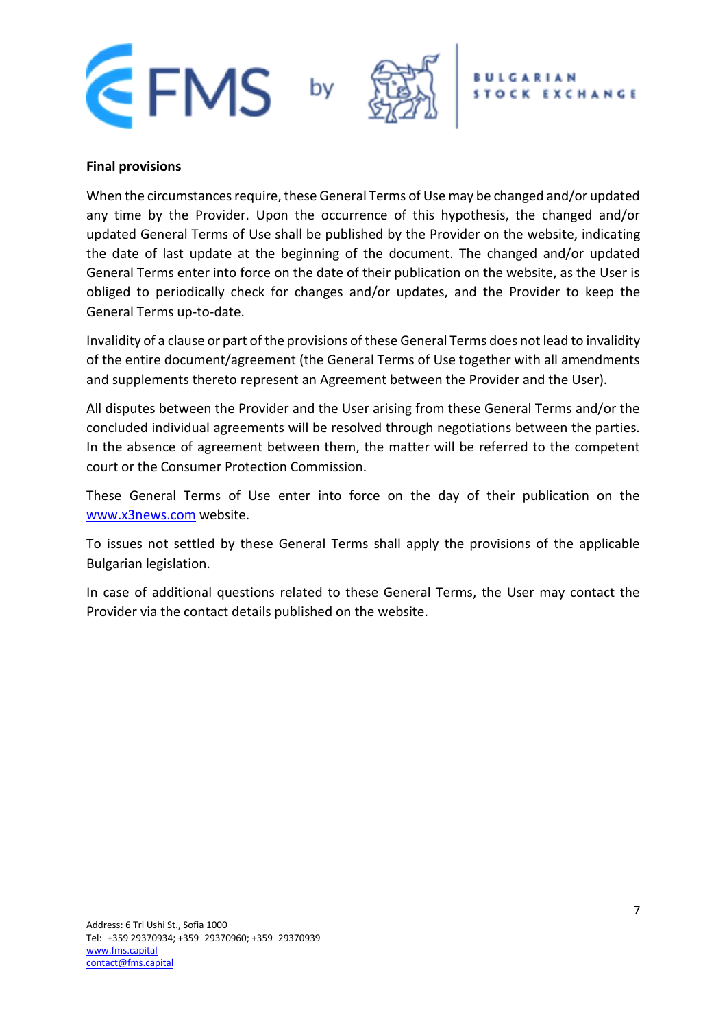**Final provisions**

When the circumstances require, these General Terms of Use may be changed and/or updated any time by the Provider. Upon the occurrence of this hypothesis, the changed and/or updated General Terms of Use shall be published by the Provider on the website, indicating the date of last update at the beginning of the document. The changed and/or updated General Terms enter into force on the date of their publication on the website, as the User is obliged to periodically check for changes and/or updates, and the Provider to keep the General Terms up-to-date.

Invalidity of a clause or part of the provisions of these General Terms does not lead to invalidity of the entire document/agreement (the General Terms of Use together with all amendments and supplements thereto represent an Agreement between the Provider and the User).

All disputes between the Provider and the User arising from these General Terms and/or the concluded individual agreements will be resolved through negotiations between the parties. In the absence of agreement between them, the matter will be referred to the competent court or the Consumer Protection Commission.

These General Terms of Use enter into force on the day of their publication on the www.x3news.com website.

To issues not settled by these General Terms shall apply the provisions of the applicable Bulgarian legislation.

In case of additional questions related to these General Terms, the User may contact the Provider via the contact details published on the website.